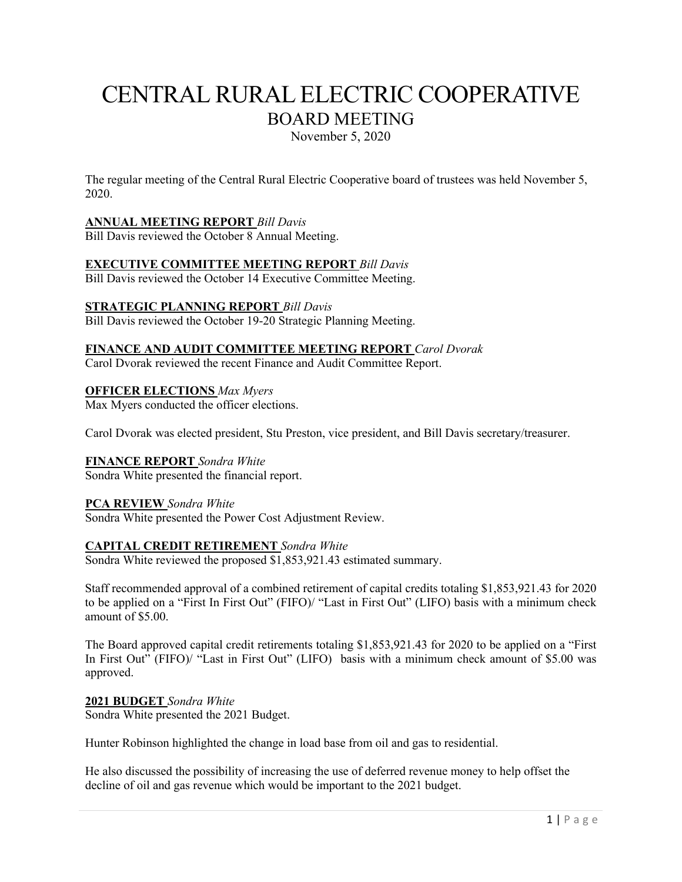# CENTRAL RURAL ELECTRIC COOPERATIVE

## BOARD MEETING

November 5, 2020

The regular meeting of the Central Rural Electric Cooperative board of trustees was held November 5, 2020.

**ANNUAL MEETING REPORT** *Bill Davis*
Bill Davis reviewed the October 8 Annual Meeting.

**EXECUTIVE COMMITTEE MEETING REPORT** *Bill Davis*
Bill Davis reviewed the October 14 Executive Committee Meeting.

**STRATEGIC PLANNING REPORT** *Bill Davis*
Bill Davis reviewed the October 19-20 Strategic Planning Meeting.

**FINANCE AND AUDIT COMMITTEE MEETING REPORT** *Carol Dvorak*
Carol Dvorak reviewed the recent Finance and Audit Committee Report.

**OFFICER ELECTIONS** *Max Myers*
Max Myers conducted the officer elections.

Carol Dvorak was elected president, Stu Preston, vice president, and Bill Davis secretary/treasurer.

**FINANCE REPORT** *Sondra White*
Sondra White presented the financial report.

**PCA REVIEW** *Sondra White*
Sondra White presented the Power Cost Adjustment Review.

**CAPITAL CREDIT RETIREMENT** *Sondra White*
Sondra White reviewed the proposed $1,853,921.43 estimated summary.

Staff recommended approval of a combined retirement of capital credits totaling $1,853,921.43 for 2020 to be applied on a "First In First Out" (FIFO)/ "Last in First Out" (LIFO) basis with a minimum check amount of $5.00.

The Board approved capital credit retirements totaling $1,853,921.43 for 2020 to be applied on a "First In First Out" (FIFO)/ "Last in First Out" (LIFO) basis with a minimum check amount of $5.00 was approved.

**2021 BUDGET** *Sondra White*
Sondra White presented the 2021 Budget.

Hunter Robinson highlighted the change in load base from oil and gas to residential.

He also discussed the possibility of increasing the use of deferred revenue money to help offset the decline of oil and gas revenue which would be important to the 2021 budget.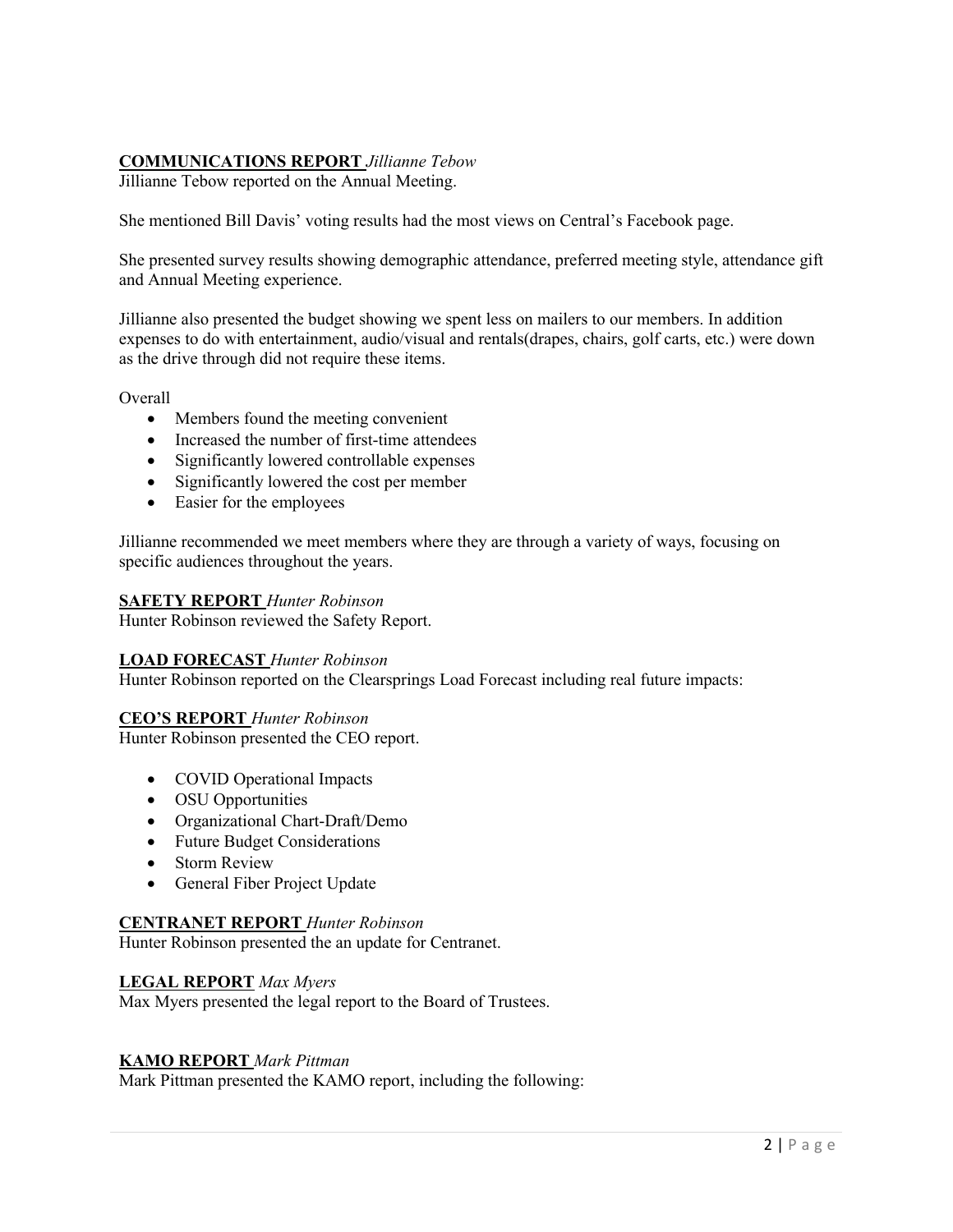**COMMUNICATIONS REPORT** *Jillianne Tebow*
Jillianne Tebow reported on the Annual Meeting.

She mentioned Bill Davis' voting results had the most views on Central's Facebook page.

She presented survey results showing demographic attendance, preferred meeting style, attendance gift and Annual Meeting experience.

Jillianne also presented the budget showing we spent less on mailers to our members. In addition expenses to do with entertainment, audio/visual and rentals(drapes, chairs, golf carts, etc.) were down as the drive through did not require these items.

Overall

- Members found the meeting convenient
- Increased the number of first-time attendees
- Significantly lowered controllable expenses
- Significantly lowered the cost per member
- Easier for the employees

Jillianne recommended we meet members where they are through a variety of ways, focusing on specific audiences throughout the years.

**SAFETY REPORT** *Hunter Robinson*
Hunter Robinson reviewed the Safety Report.

**LOAD FORECAST** *Hunter Robinson*
Hunter Robinson reported on the Clearsprings Load Forecast including real future impacts:

**CEO'S REPORT** *Hunter Robinson*
Hunter Robinson presented the CEO report.

- COVID Operational Impacts
- OSU Opportunities
- Organizational Chart-Draft/Demo
- Future Budget Considerations
- Storm Review
- General Fiber Project Update

**CENTRANET REPORT** *Hunter Robinson*
Hunter Robinson presented the an update for Centranet.

**LEGAL REPORT** *Max Myers*
Max Myers presented the legal report to the Board of Trustees.

**KAMO REPORT** *Mark Pittman*
Mark Pittman presented the KAMO report, including the following: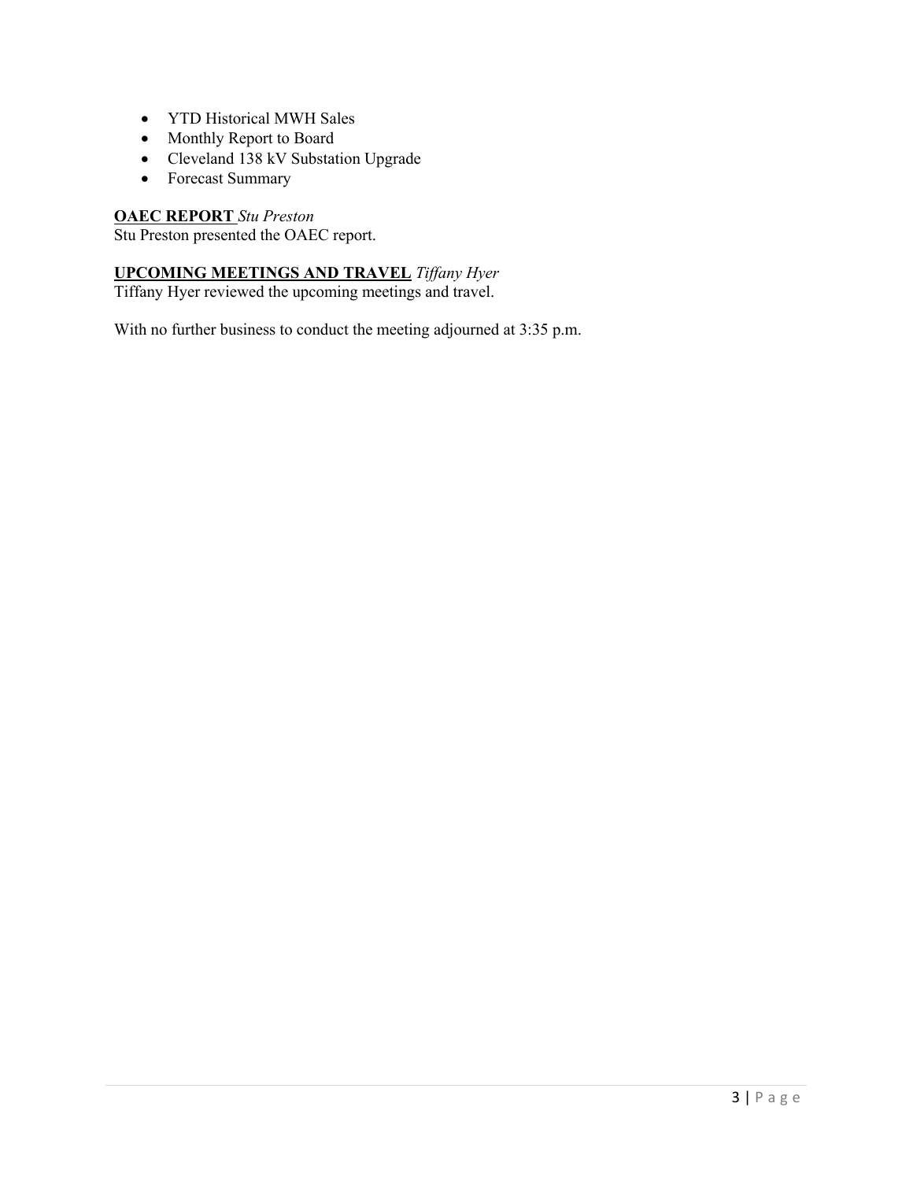- YTD Historical MWH Sales
- Monthly Report to Board
- Cleveland 138 kV Substation Upgrade
- Forecast Summary

**OAEC REPORT** *Stu Preston*

Stu Preston presented the OAEC report.

**UPCOMING MEETINGS AND TRAVEL** *Tiffany Hyer*

Tiffany Hyer reviewed the upcoming meetings and travel.

With no further business to conduct the meeting adjourned at 3:35 p.m.